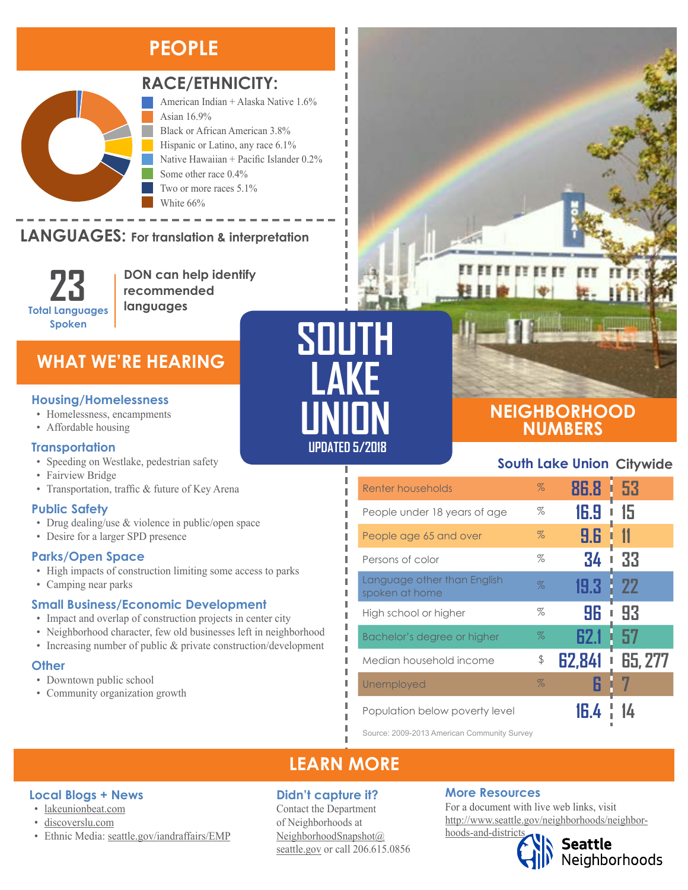# PEOPLE

## RACE/ETHNICITY:

- American Indian + Alaska Native 1.6%
- Asian 16.9%
- Black or African American 3.8%
- Hispanic or Latino, any race 6.1%
- Native Hawaiian + Pacific Islander 0.2%
- Some other race 0.4%
- Two or more races 5.1%
- White 66%

## LANGUAGES: For translation & interpretation

**23** Total Languages Spoken

**DON can help identify recommended languages**

# SOUTH LAKE UNION

UPDATED 5/2018

# WHAT WE'RE HEARING

### Housing/Homelessness

- Homelessness, encampments
- Affordable housing

### Transportation

- Speeding on Westlake, pedestrian safety
- Fairview Bridge
- Transportation, traffic & future of Key Arena

### Public Safety

- Drug dealing/use & violence in public/open space
- Desire for a larger SPD presence

### Parks/Open Space

- High impacts of construction limiting some access to parks
- Camping near parks

### Small Business/Economic Development

- Impact and overlap of construction projects in center city
- Neighborhood character, few old businesses left in neighborhood
- Increasing number of public & private construction/development

### Other

- Downtown public school
- Community organization growth

# NEIGHBORHOOD NUMBERS

| | | South Lake Union | Citywide |
|---|---|---|---|
| Renter households | % | 86.8 | 53 |
| People under 18 years of age | % | 16.9 | 15 |
| People age 65 and over | % | 9.6 | 11 |
| Persons of color | % | 34 | 33 |
| Language other than English spoken at home | % | 19.3 | 22 |
| High school or higher | % | 96 | 93 |
| Bachelor's degree or higher | % | 62.1 | 57 |
| Median household income | $ | 62,841 | 65, 277 |
| Unemployed | % | 6 | 7 |
| Population below poverty level | | 16.4 | 14 |

Source: 2009-2013 American Community Survey

# LEARN MORE

### Local Blogs + News

- lakeunionbeat.com
- discoverslu.com
- Ethnic Media: seattle.gov/iandraffairs/EMP

### Didn't capture it?

Contact the Department of Neighborhoods at NeighborhoodSnapshot@seattle.gov or call 206.615.0856

### More Resources

For a document with live web links, visit http://www.seattle.gov/neighborhoods/neighborhoods-and-districts

Seattle Neighborhoods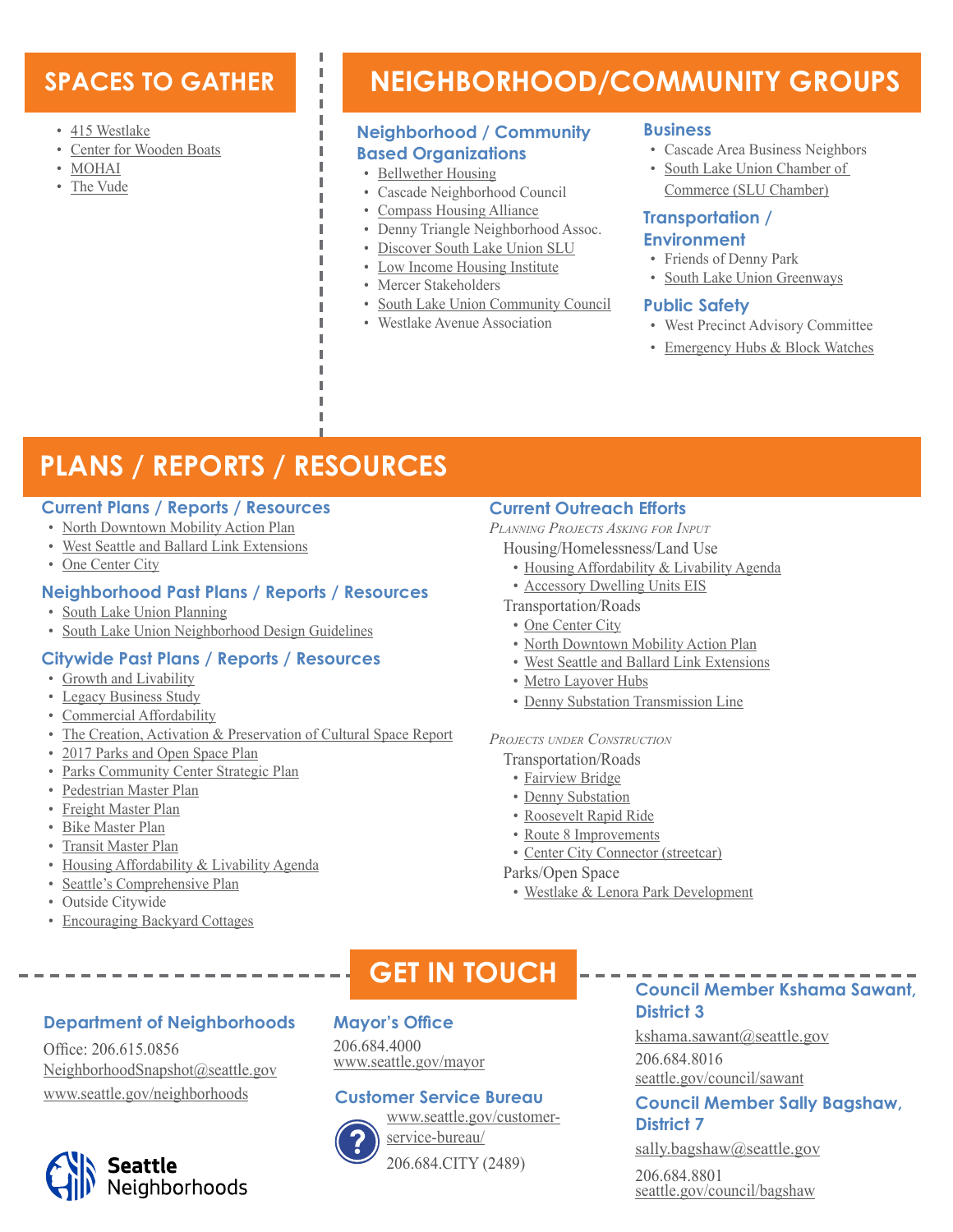## SPACES TO GATHER

- 415 Westlake
- Center for Wooden Boats
- MOHAI
- The Vude

## NEIGHBORHOOD/COMMUNITY GROUPS

### Neighborhood / Community Based Organizations

- Bellwether Housing
- Cascade Neighborhood Council
- Compass Housing Alliance
- Denny Triangle Neighborhood Assoc.
- Discover South Lake Union SLU
- Low Income Housing Institute
- Mercer Stakeholders
- South Lake Union Community Council
- Westlake Avenue Association

### Business

- Cascade Area Business Neighbors
- South Lake Union Chamber of Commerce (SLU Chamber)

### Transportation / Environment

- Friends of Denny Park
- South Lake Union Greenways

### Public Safety

- West Precinct Advisory Committee
- Emergency Hubs & Block Watches

## PLANS / REPORTS / RESOURCES

### Current Plans / Reports / Resources

- North Downtown Mobility Action Plan
- West Seattle and Ballard Link Extensions
- One Center City

### Neighborhood Past Plans / Reports / Resources

- South Lake Union Planning
- South Lake Union Neighborhood Design Guidelines

### Citywide Past Plans / Reports / Resources

- Growth and Livability
- Legacy Business Study
- Commercial Affordability
- The Creation, Activation & Preservation of Cultural Space Report
- 2017 Parks and Open Space Plan
- Parks Community Center Strategic Plan
- Pedestrian Master Plan
- Freight Master Plan
- Bike Master Plan
- Transit Master Plan
- Housing Affordability & Livability Agenda
- Seattle's Comprehensive Plan
- Outside Citywide
- Encouraging Backyard Cottages

### Current Outreach Efforts

*Planning Projects Asking for Input*

Housing/Homelessness/Land Use

- Housing Affordability & Livability Agenda
- Accessory Dwelling Units EIS

Transportation/Roads

- One Center City
- North Downtown Mobility Action Plan
- West Seattle and Ballard Link Extensions
- Metro Layover Hubs
- Denny Substation Transmission Line

*Projects under Construction*

Transportation/Roads

- Fairview Bridge
- Denny Substation
- Roosevelt Rapid Ride
- Route 8 Improvements
- Center City Connector (streetcar)

Parks/Open Space

- Westlake & Lenora Park Development

## GET IN TOUCH

### Department of Neighborhoods

Office: 206.615.0856
NeighborhoodSnapshot@seattle.gov
www.seattle.gov/neighborhoods

Seattle Neighborhoods

### Mayor's Office

206.684.4000
www.seattle.gov/mayor

### Customer Service Bureau

www.seattle.gov/customer-service-bureau/
206.684.CITY (2489)

### Council Member Kshama Sawant, District 3

kshama.sawant@seattle.gov
206.684.8016
seattle.gov/council/sawant

### Council Member Sally Bagshaw, District 7

sally.bagshaw@seattle.gov
206.684.8801
seattle.gov/council/bagshaw